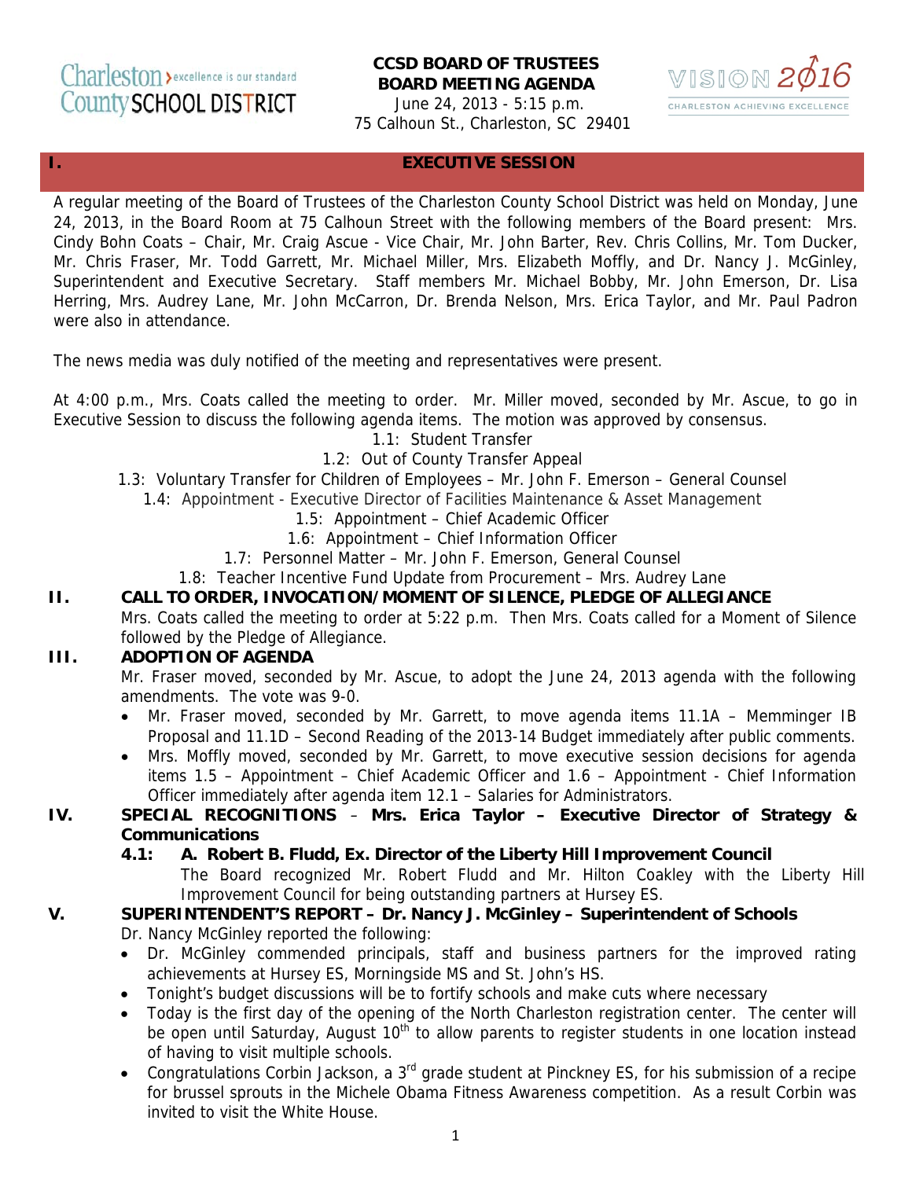Charleston County SCHOOL DISTRICT — excellence is our standard

**CCSD BOARD OF TRUSTEES**
**BOARD MEETING AGENDA**
June 24, 2013 - 5:15 p.m.
75 Calhoun St., Charleston, SC 29401

VISION 2016 — CHARLESTON ACHIEVING EXCELLENCE

## I. EXECUTIVE SESSION

A regular meeting of the Board of Trustees of the Charleston County School District was held on Monday, June 24, 2013, in the Board Room at 75 Calhoun Street with the following members of the Board present: Mrs. Cindy Bohn Coats – Chair, Mr. Craig Ascue - Vice Chair, Mr. John Barter, Rev. Chris Collins, Mr. Tom Ducker, Mr. Chris Fraser, Mr. Todd Garrett, Mr. Michael Miller, Mrs. Elizabeth Moffly, and Dr. Nancy J. McGinley, Superintendent and Executive Secretary. Staff members Mr. Michael Bobby, Mr. John Emerson, Dr. Lisa Herring, Mrs. Audrey Lane, Mr. John McCarron, Dr. Brenda Nelson, Mrs. Erica Taylor, and Mr. Paul Padron were also in attendance.

The news media was duly notified of the meeting and representatives were present.

At 4:00 p.m., Mrs. Coats called the meeting to order. Mr. Miller moved, seconded by Mr. Ascue, to go in Executive Session to discuss the following agenda items. The motion was approved by consensus.

1.1: Student Transfer
1.2: Out of County Transfer Appeal
1.3: Voluntary Transfer for Children of Employees – Mr. John F. Emerson – General Counsel
1.4: Appointment - Executive Director of Facilities Maintenance & Asset Management
1.5: Appointment – Chief Academic Officer
1.6: Appointment – Chief Information Officer
1.7: Personnel Matter – Mr. John F. Emerson, General Counsel
1.8: Teacher Incentive Fund Update from Procurement – Mrs. Audrey Lane

## II. CALL TO ORDER, INVOCATION/MOMENT OF SILENCE, PLEDGE OF ALLEGIANCE

Mrs. Coats called the meeting to order at 5:22 p.m. Then Mrs. Coats called for a Moment of Silence followed by the Pledge of Allegiance.

## III. ADOPTION OF AGENDA

Mr. Fraser moved, seconded by Mr. Ascue, to adopt the June 24, 2013 agenda with the following amendments. The vote was 9-0.

- Mr. Fraser moved, seconded by Mr. Garrett, to move agenda items 11.1A – Memminger IB Proposal and 11.1D – Second Reading of the 2013-14 Budget immediately after public comments.
- Mrs. Moffly moved, seconded by Mr. Garrett, to move executive session decisions for agenda items 1.5 – Appointment – Chief Academic Officer and 1.6 – Appointment - Chief Information Officer immediately after agenda item 12.1 – Salaries for Administrators.

## IV. SPECIAL RECOGNITIONS – Mrs. Erica Taylor – Executive Director of Strategy & Communications

### 4.1: A. Robert B. Fludd, Ex. Director of the Liberty Hill Improvement Council

The Board recognized Mr. Robert Fludd and Mr. Hilton Coakley with the Liberty Hill Improvement Council for being outstanding partners at Hursey ES.

## V. SUPERINTENDENT'S REPORT – Dr. Nancy J. McGinley – Superintendent of Schools

Dr. Nancy McGinley reported the following:

- Dr. McGinley commended principals, staff and business partners for the improved rating achievements at Hursey ES, Morningside MS and St. John's HS.
- Tonight's budget discussions will be to fortify schools and make cuts where necessary
- Today is the first day of the opening of the North Charleston registration center. The center will be open until Saturday, August 10th to allow parents to register students in one location instead of having to visit multiple schools.
- Congratulations Corbin Jackson, a 3rd grade student at Pinckney ES, for his submission of a recipe for brussel sprouts in the Michele Obama Fitness Awareness competition. As a result Corbin was invited to visit the White House.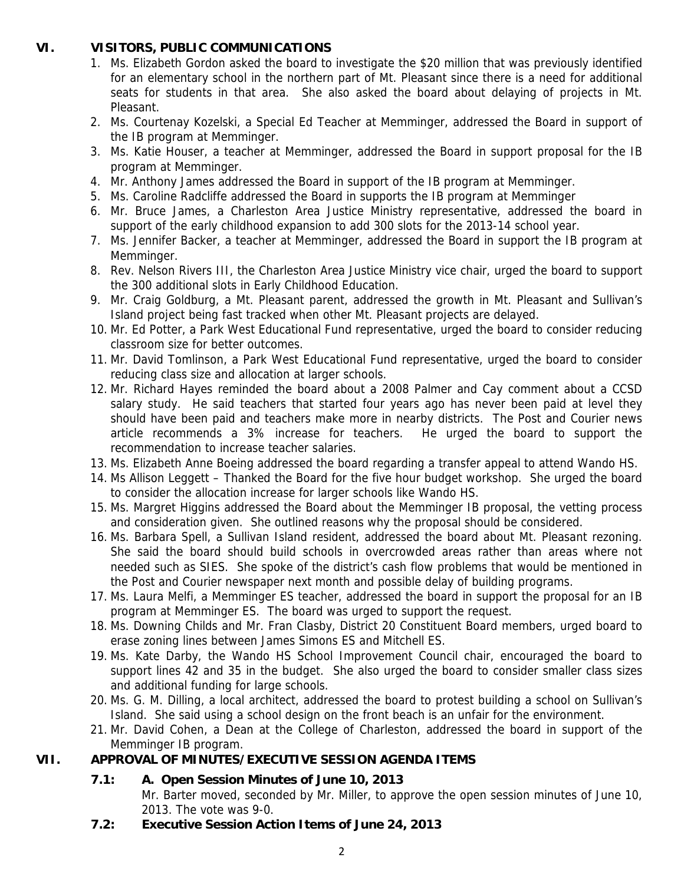## VI. VISITORS, PUBLIC COMMUNICATIONS

1. Ms. Elizabeth Gordon asked the board to investigate the $20 million that was previously identified for an elementary school in the northern part of Mt. Pleasant since there is a need for additional seats for students in that area. She also asked the board about delaying of projects in Mt. Pleasant.
2. Ms. Courtenay Kozelski, a Special Ed Teacher at Memminger, addressed the Board in support of the IB program at Memminger.
3. Ms. Katie Houser, a teacher at Memminger, addressed the Board in support proposal for the IB program at Memminger.
4. Mr. Anthony James addressed the Board in support of the IB program at Memminger.
5. Ms. Caroline Radcliffe addressed the Board in supports the IB program at Memminger
6. Mr. Bruce James, a Charleston Area Justice Ministry representative, addressed the board in support of the early childhood expansion to add 300 slots for the 2013-14 school year.
7. Ms. Jennifer Backer, a teacher at Memminger, addressed the Board in support the IB program at Memminger.
8. Rev. Nelson Rivers III, the Charleston Area Justice Ministry vice chair, urged the board to support the 300 additional slots in Early Childhood Education.
9. Mr. Craig Goldburg, a Mt. Pleasant parent, addressed the growth in Mt. Pleasant and Sullivan's Island project being fast tracked when other Mt. Pleasant projects are delayed.
10. Mr. Ed Potter, a Park West Educational Fund representative, urged the board to consider reducing classroom size for better outcomes.
11. Mr. David Tomlinson, a Park West Educational Fund representative, urged the board to consider reducing class size and allocation at larger schools.
12. Mr. Richard Hayes reminded the board about a 2008 Palmer and Cay comment about a CCSD salary study. He said teachers that started four years ago has never been paid at level they should have been paid and teachers make more in nearby districts. The Post and Courier news article recommends a 3% increase for teachers. He urged the board to support the recommendation to increase teacher salaries.
13. Ms. Elizabeth Anne Boeing addressed the board regarding a transfer appeal to attend Wando HS.
14. Ms Allison Leggett – Thanked the Board for the five hour budget workshop. She urged the board to consider the allocation increase for larger schools like Wando HS.
15. Ms. Margret Higgins addressed the Board about the Memminger IB proposal, the vetting process and consideration given. She outlined reasons why the proposal should be considered.
16. Ms. Barbara Spell, a Sullivan Island resident, addressed the board about Mt. Pleasant rezoning. She said the board should build schools in overcrowded areas rather than areas where not needed such as SIES. She spoke of the district's cash flow problems that would be mentioned in the Post and Courier newspaper next month and possible delay of building programs.
17. Ms. Laura Melfi, a Memminger ES teacher, addressed the board in support the proposal for an IB program at Memminger ES. The board was urged to support the request.
18. Ms. Downing Childs and Mr. Fran Clasby, District 20 Constituent Board members, urged board to erase zoning lines between James Simons ES and Mitchell ES.
19. Ms. Kate Darby, the Wando HS School Improvement Council chair, encouraged the board to support lines 42 and 35 in the budget. She also urged the board to consider smaller class sizes and additional funding for large schools.
20. Ms. G. M. Dilling, a local architect, addressed the board to protest building a school on Sullivan's Island. She said using a school design on the front beach is an unfair for the environment.
21. Mr. David Cohen, a Dean at the College of Charleston, addressed the board in support of the Memminger IB program.

## VII. APPROVAL OF MINUTES/EXECUTIVE SESSION AGENDA ITEMS

### 7.1: A. Open Session Minutes of June 10, 2013

Mr. Barter moved, seconded by Mr. Miller, to approve the open session minutes of June 10, 2013. The vote was 9-0.

### 7.2: Executive Session Action Items of June 24, 2013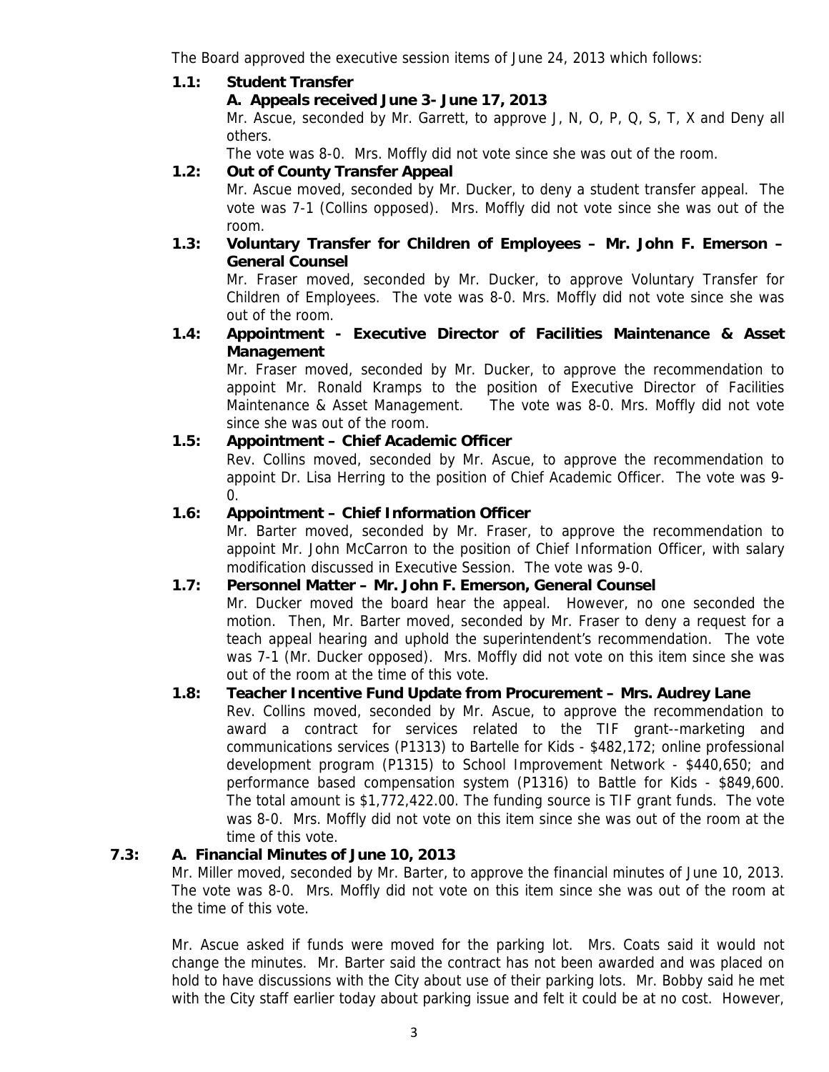The Board approved the executive session items of June 24, 2013 which follows:

**1.1: Student Transfer**

**A. Appeals received June 3- June 17, 2013**

Mr. Ascue, seconded by Mr. Garrett, to approve J, N, O, P, Q, S, T, X and Deny all others.

The vote was 8-0. Mrs. Moffly did not vote since she was out of the room.

**1.2: Out of County Transfer Appeal**

Mr. Ascue moved, seconded by Mr. Ducker, to deny a student transfer appeal. The vote was 7-1 (Collins opposed). Mrs. Moffly did not vote since she was out of the room.

**1.3: Voluntary Transfer for Children of Employees – Mr. John F. Emerson – General Counsel**

Mr. Fraser moved, seconded by Mr. Ducker, to approve Voluntary Transfer for Children of Employees. The vote was 8-0. Mrs. Moffly did not vote since she was out of the room.

**1.4: Appointment - Executive Director of Facilities Maintenance & Asset Management**

Mr. Fraser moved, seconded by Mr. Ducker, to approve the recommendation to appoint Mr. Ronald Kramps to the position of Executive Director of Facilities Maintenance & Asset Management. The vote was 8-0. Mrs. Moffly did not vote since she was out of the room.

**1.5: Appointment – Chief Academic Officer**

Rev. Collins moved, seconded by Mr. Ascue, to approve the recommendation to appoint Dr. Lisa Herring to the position of Chief Academic Officer. The vote was 9-0.

**1.6: Appointment – Chief Information Officer**

Mr. Barter moved, seconded by Mr. Fraser, to approve the recommendation to appoint Mr. John McCarron to the position of Chief Information Officer, with salary modification discussed in Executive Session. The vote was 9-0.

**1.7: Personnel Matter – Mr. John F. Emerson, General Counsel**

Mr. Ducker moved the board hear the appeal. However, no one seconded the motion. Then, Mr. Barter moved, seconded by Mr. Fraser to deny a request for a teach appeal hearing and uphold the superintendent's recommendation. The vote was 7-1 (Mr. Ducker opposed). Mrs. Moffly did not vote on this item since she was out of the room at the time of this vote.

**1.8: Teacher Incentive Fund Update from Procurement – Mrs. Audrey Lane**

Rev. Collins moved, seconded by Mr. Ascue, to approve the recommendation to award a contract for services related to the TIF grant--marketing and communications services (P1313) to Bartelle for Kids - $482,172; online professional development program (P1315) to School Improvement Network - $440,650; and performance based compensation system (P1316) to Battle for Kids - $849,600. The total amount is $1,772,422.00. The funding source is TIF grant funds. The vote was 8-0. Mrs. Moffly did not vote on this item since she was out of the room at the time of this vote.

**7.3: A. Financial Minutes of June 10, 2013**

Mr. Miller moved, seconded by Mr. Barter, to approve the financial minutes of June 10, 2013. The vote was 8-0. Mrs. Moffly did not vote on this item since she was out of the room at the time of this vote.

Mr. Ascue asked if funds were moved for the parking lot. Mrs. Coats said it would not change the minutes. Mr. Barter said the contract has not been awarded and was placed on hold to have discussions with the City about use of their parking lots. Mr. Bobby said he met with the City staff earlier today about parking issue and felt it could be at no cost. However,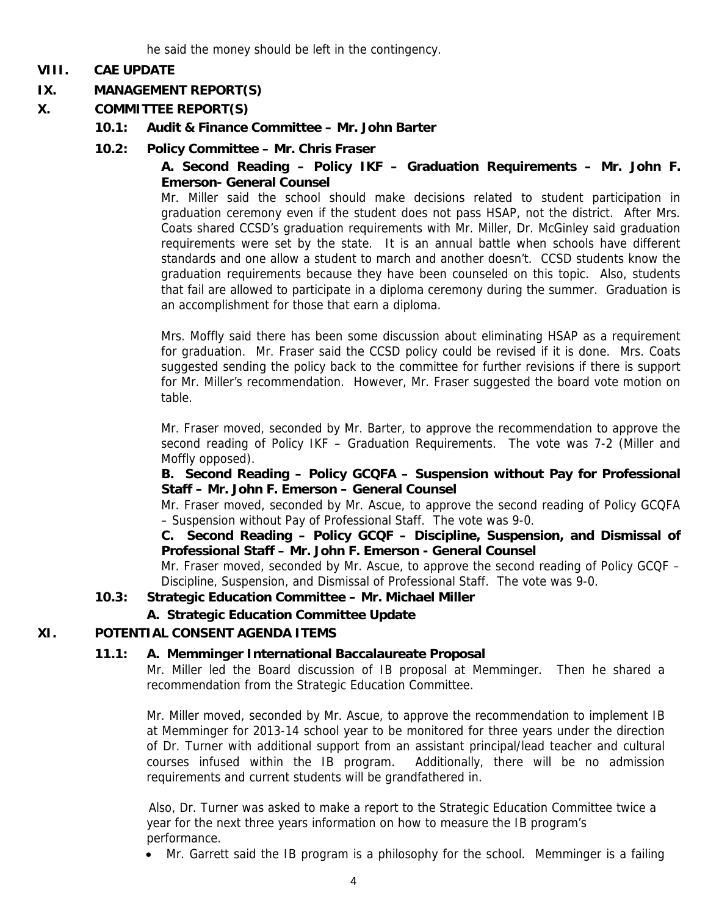he said the money should be left in the contingency.

## VIII. CAE UPDATE

## IX. MANAGEMENT REPORT(S)

## X. COMMITTEE REPORT(S)

### 10.1: Audit & Finance Committee – Mr. John Barter

### 10.2: Policy Committee – Mr. Chris Fraser

**A. Second Reading – Policy IKF – Graduation Requirements – Mr. John F. Emerson- General Counsel**

Mr. Miller said the school should make decisions related to student participation in graduation ceremony even if the student does not pass HSAP, not the district. After Mrs. Coats shared CCSD's graduation requirements with Mr. Miller, Dr. McGinley said graduation requirements were set by the state. It is an annual battle when schools have different standards and one allow a student to march and another doesn't. CCSD students know the graduation requirements because they have been counseled on this topic. Also, students that fail are allowed to participate in a diploma ceremony during the summer. Graduation is an accomplishment for those that earn a diploma.

Mrs. Moffly said there has been some discussion about eliminating HSAP as a requirement for graduation. Mr. Fraser said the CCSD policy could be revised if it is done. Mrs. Coats suggested sending the policy back to the committee for further revisions if there is support for Mr. Miller's recommendation. However, Mr. Fraser suggested the board vote motion on table.

Mr. Fraser moved, seconded by Mr. Barter, to approve the recommendation to approve the second reading of Policy IKF – Graduation Requirements. The vote was 7-2 (Miller and Moffly opposed).

**B. Second Reading – Policy GCQFA – Suspension without Pay for Professional Staff – Mr. John F. Emerson – General Counsel**

Mr. Fraser moved, seconded by Mr. Ascue, to approve the second reading of Policy GCQFA – Suspension without Pay of Professional Staff. The vote was 9-0.

**C. Second Reading – Policy GCQF – Discipline, Suspension, and Dismissal of Professional Staff – Mr. John F. Emerson - General Counsel**

Mr. Fraser moved, seconded by Mr. Ascue, to approve the second reading of Policy GCQF – Discipline, Suspension, and Dismissal of Professional Staff. The vote was 9-0.

### 10.3: Strategic Education Committee – Mr. Michael Miller

**A. Strategic Education Committee Update**

## XI. POTENTIAL CONSENT AGENDA ITEMS

### 11.1: A. Memminger International Baccalaureate Proposal

Mr. Miller led the Board discussion of IB proposal at Memminger. Then he shared a recommendation from the Strategic Education Committee.

Mr. Miller moved, seconded by Mr. Ascue, to approve the recommendation to implement IB at Memminger for 2013-14 school year to be monitored for three years under the direction of Dr. Turner with additional support from an assistant principal/lead teacher and cultural courses infused within the IB program. Additionally, there will be no admission requirements and current students will be grandfathered in.

Also, Dr. Turner was asked to make a report to the Strategic Education Committee twice a year for the next three years information on how to measure the IB program's performance.

- Mr. Garrett said the IB program is a philosophy for the school. Memminger is a failing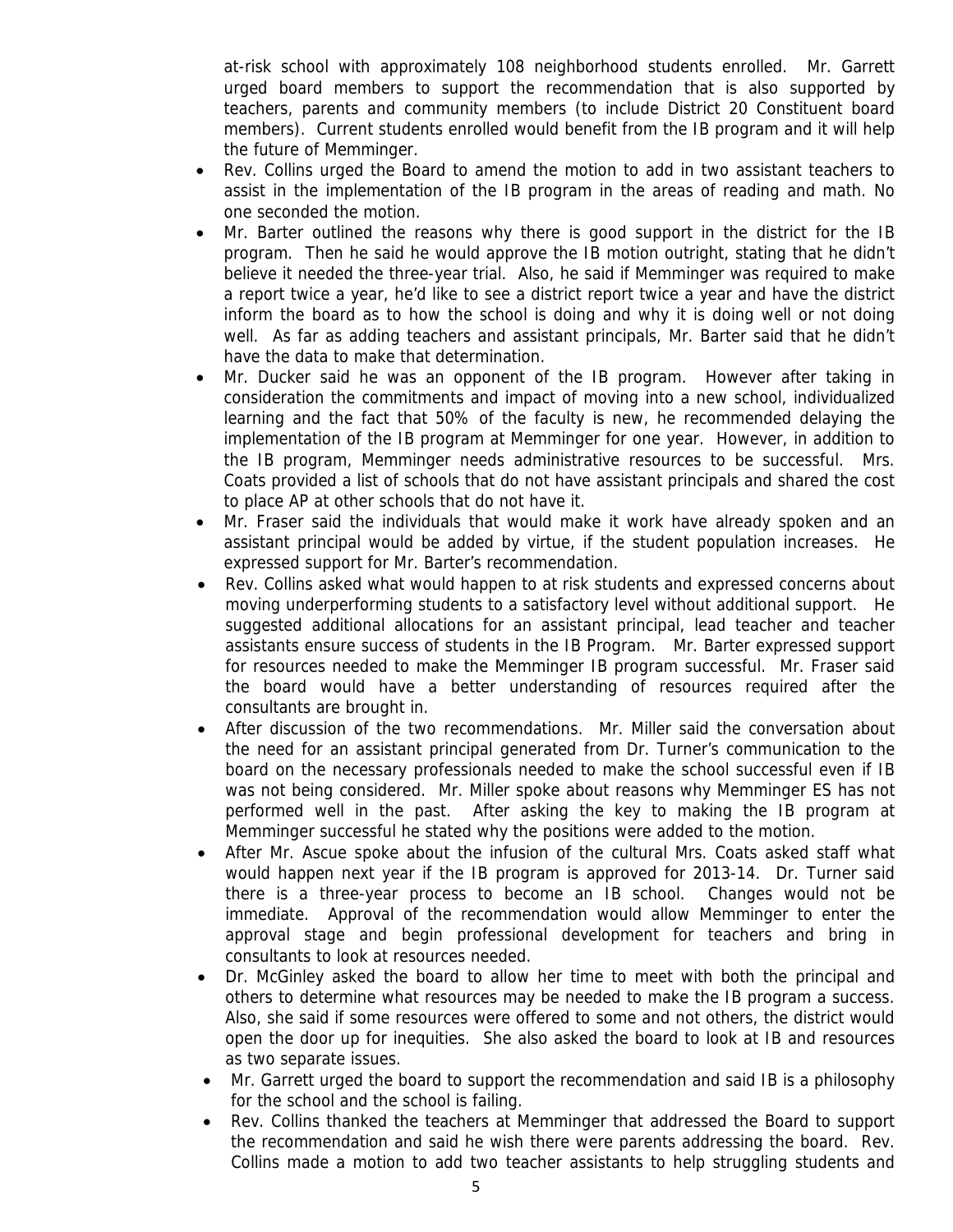at-risk school with approximately 108 neighborhood students enrolled. Mr. Garrett urged board members to support the recommendation that is also supported by teachers, parents and community members (to include District 20 Constituent board members). Current students enrolled would benefit from the IB program and it will help the future of Memminger.

- Rev. Collins urged the Board to amend the motion to add in two assistant teachers to assist in the implementation of the IB program in the areas of reading and math. No one seconded the motion.
- Mr. Barter outlined the reasons why there is good support in the district for the IB program. Then he said he would approve the IB motion outright, stating that he didn't believe it needed the three-year trial. Also, he said if Memminger was required to make a report twice a year, he'd like to see a district report twice a year and have the district inform the board as to how the school is doing and why it is doing well or not doing well. As far as adding teachers and assistant principals, Mr. Barter said that he didn't have the data to make that determination.
- Mr. Ducker said he was an opponent of the IB program. However after taking in consideration the commitments and impact of moving into a new school, individualized learning and the fact that 50% of the faculty is new, he recommended delaying the implementation of the IB program at Memminger for one year. However, in addition to the IB program, Memminger needs administrative resources to be successful. Mrs. Coats provided a list of schools that do not have assistant principals and shared the cost to place AP at other schools that do not have it.
- Mr. Fraser said the individuals that would make it work have already spoken and an assistant principal would be added by virtue, if the student population increases. He expressed support for Mr. Barter's recommendation.
- Rev. Collins asked what would happen to at risk students and expressed concerns about moving underperforming students to a satisfactory level without additional support. He suggested additional allocations for an assistant principal, lead teacher and teacher assistants ensure success of students in the IB Program. Mr. Barter expressed support for resources needed to make the Memminger IB program successful. Mr. Fraser said the board would have a better understanding of resources required after the consultants are brought in.
- After discussion of the two recommendations. Mr. Miller said the conversation about the need for an assistant principal generated from Dr. Turner's communication to the board on the necessary professionals needed to make the school successful even if IB was not being considered. Mr. Miller spoke about reasons why Memminger ES has not performed well in the past. After asking the key to making the IB program at Memminger successful he stated why the positions were added to the motion.
- After Mr. Ascue spoke about the infusion of the cultural Mrs. Coats asked staff what would happen next year if the IB program is approved for 2013-14. Dr. Turner said there is a three-year process to become an IB school. Changes would not be immediate. Approval of the recommendation would allow Memminger to enter the approval stage and begin professional development for teachers and bring in consultants to look at resources needed.
- Dr. McGinley asked the board to allow her time to meet with both the principal and others to determine what resources may be needed to make the IB program a success. Also, she said if some resources were offered to some and not others, the district would open the door up for inequities. She also asked the board to look at IB and resources as two separate issues.
- Mr. Garrett urged the board to support the recommendation and said IB is a philosophy for the school and the school is failing.
- Rev. Collins thanked the teachers at Memminger that addressed the Board to support the recommendation and said he wish there were parents addressing the board. Rev. Collins made a motion to add two teacher assistants to help struggling students and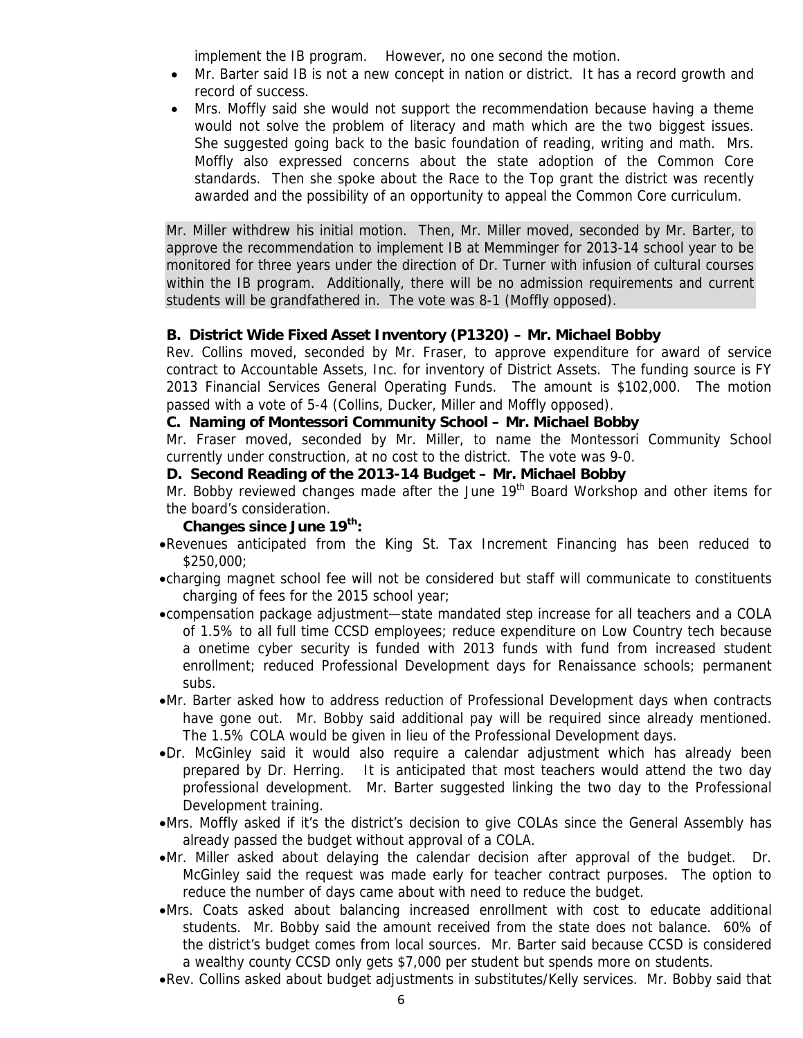implement the IB program. However, no one second the motion.

- Mr. Barter said IB is not a new concept in nation or district. It has a record growth and record of success.
- Mrs. Moffly said she would not support the recommendation because having a theme would not solve the problem of literacy and math which are the two biggest issues. She suggested going back to the basic foundation of reading, writing and math. Mrs. Moffly also expressed concerns about the state adoption of the Common Core standards. Then she spoke about the Race to the Top grant the district was recently awarded and the possibility of an opportunity to appeal the Common Core curriculum.

Mr. Miller withdrew his initial motion. Then, Mr. Miller moved, seconded by Mr. Barter, to approve the recommendation to implement IB at Memminger for 2013-14 school year to be monitored for three years under the direction of Dr. Turner with infusion of cultural courses within the IB program. Additionally, there will be no admission requirements and current students will be grandfathered in. The vote was 8-1 (Moffly opposed).

**B. District Wide Fixed Asset Inventory (P1320) – Mr. Michael Bobby**

Rev. Collins moved, seconded by Mr. Fraser, to approve expenditure for award of service contract to Accountable Assets, Inc. for inventory of District Assets. The funding source is FY 2013 Financial Services General Operating Funds. The amount is $102,000. The motion passed with a vote of 5-4 (Collins, Ducker, Miller and Moffly opposed).

**C. Naming of Montessori Community School – Mr. Michael Bobby**

Mr. Fraser moved, seconded by Mr. Miller, to name the Montessori Community School currently under construction, at no cost to the district. The vote was 9-0.

**D. Second Reading of the 2013-14 Budget – Mr. Michael Bobby**

Mr. Bobby reviewed changes made after the June 19th Board Workshop and other items for the board's consideration.

**Changes since June 19th:**

- Revenues anticipated from the King St. Tax Increment Financing has been reduced to $250,000;
- charging magnet school fee will not be considered but staff will communicate to constituents charging of fees for the 2015 school year;
- compensation package adjustment—state mandated step increase for all teachers and a COLA of 1.5% to all full time CCSD employees; reduce expenditure on Low Country tech because a onetime cyber security is funded with 2013 funds with fund from increased student enrollment; reduced Professional Development days for Renaissance schools; permanent subs.
- Mr. Barter asked how to address reduction of Professional Development days when contracts have gone out. Mr. Bobby said additional pay will be required since already mentioned. The 1.5% COLA would be given in lieu of the Professional Development days.
- Dr. McGinley said it would also require a calendar adjustment which has already been prepared by Dr. Herring. It is anticipated that most teachers would attend the two day professional development. Mr. Barter suggested linking the two day to the Professional Development training.
- Mrs. Moffly asked if it's the district's decision to give COLAs since the General Assembly has already passed the budget without approval of a COLA.
- Mr. Miller asked about delaying the calendar decision after approval of the budget. Dr. McGinley said the request was made early for teacher contract purposes. The option to reduce the number of days came about with need to reduce the budget.
- Mrs. Coats asked about balancing increased enrollment with cost to educate additional students. Mr. Bobby said the amount received from the state does not balance. 60% of the district's budget comes from local sources. Mr. Barter said because CCSD is considered a wealthy county CCSD only gets $7,000 per student but spends more on students.
- Rev. Collins asked about budget adjustments in substitutes/Kelly services. Mr. Bobby said that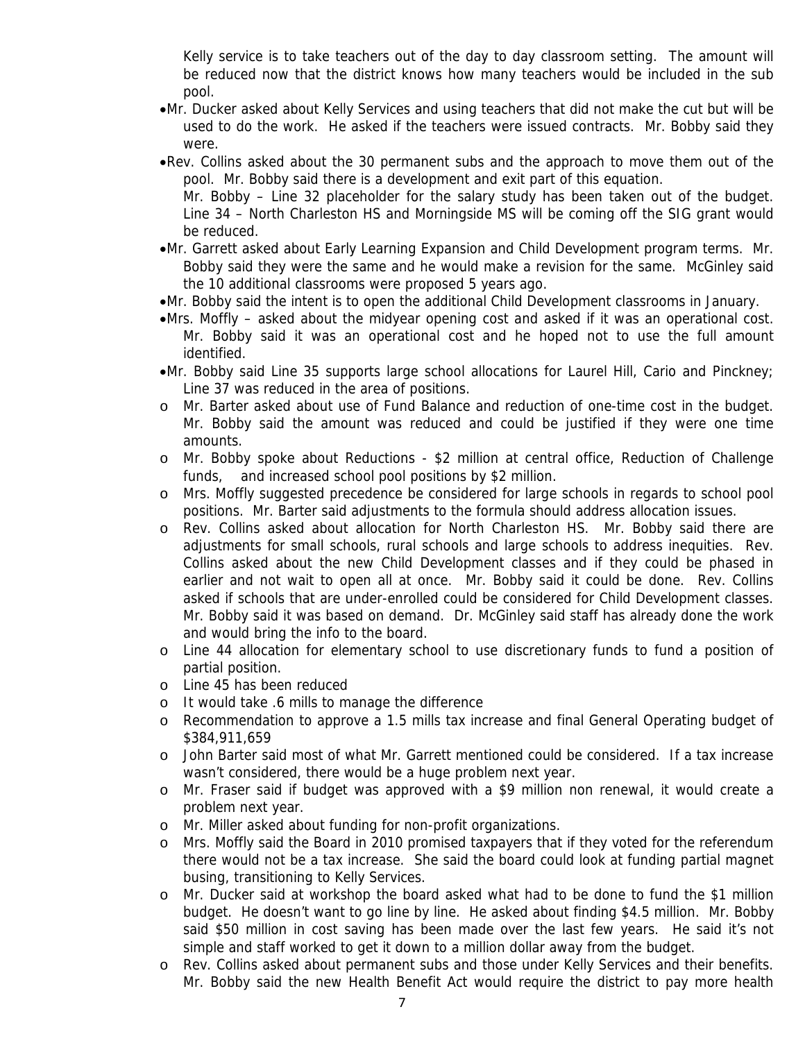Kelly service is to take teachers out of the day to day classroom setting. The amount will be reduced now that the district knows how many teachers would be included in the sub pool.

- Mr. Ducker asked about Kelly Services and using teachers that did not make the cut but will be used to do the work. He asked if the teachers were issued contracts. Mr. Bobby said they were.
- Rev. Collins asked about the 30 permanent subs and the approach to move them out of the pool. Mr. Bobby said there is a development and exit part of this equation.
  Mr. Bobby – Line 32 placeholder for the salary study has been taken out of the budget. Line 34 – North Charleston HS and Morningside MS will be coming off the SIG grant would be reduced.
- Mr. Garrett asked about Early Learning Expansion and Child Development program terms. Mr. Bobby said they were the same and he would make a revision for the same. McGinley said the 10 additional classrooms were proposed 5 years ago.
- Mr. Bobby said the intent is to open the additional Child Development classrooms in January.
- Mrs. Moffly – asked about the midyear opening cost and asked if it was an operational cost. Mr. Bobby said it was an operational cost and he hoped not to use the full amount identified.
- Mr. Bobby said Line 35 supports large school allocations for Laurel Hill, Cario and Pinckney; Line 37 was reduced in the area of positions.
  - Mr. Barter asked about use of Fund Balance and reduction of one-time cost in the budget. Mr. Bobby said the amount was reduced and could be justified if they were one time amounts.
  - Mr. Bobby spoke about Reductions - $2 million at central office, Reduction of Challenge funds, and increased school pool positions by $2 million.
  - Mrs. Moffly suggested precedence be considered for large schools in regards to school pool positions. Mr. Barter said adjustments to the formula should address allocation issues.
  - Rev. Collins asked about allocation for North Charleston HS. Mr. Bobby said there are adjustments for small schools, rural schools and large schools to address inequities. Rev. Collins asked about the new Child Development classes and if they could be phased in earlier and not wait to open all at once. Mr. Bobby said it could be done. Rev. Collins asked if schools that are under-enrolled could be considered for Child Development classes. Mr. Bobby said it was based on demand. Dr. McGinley said staff has already done the work and would bring the info to the board.
  - Line 44 allocation for elementary school to use discretionary funds to fund a position of partial position.
  - Line 45 has been reduced
  - It would take .6 mills to manage the difference
  - Recommendation to approve a 1.5 mills tax increase and final General Operating budget of $384,911,659
  - John Barter said most of what Mr. Garrett mentioned could be considered. If a tax increase wasn't considered, there would be a huge problem next year.
  - Mr. Fraser said if budget was approved with a $9 million non renewal, it would create a problem next year.
  - Mr. Miller asked about funding for non-profit organizations.
  - Mrs. Moffly said the Board in 2010 promised taxpayers that if they voted for the referendum there would not be a tax increase. She said the board could look at funding partial magnet busing, transitioning to Kelly Services.
  - Mr. Ducker said at workshop the board asked what had to be done to fund the $1 million budget. He doesn't want to go line by line. He asked about finding $4.5 million. Mr. Bobby said $50 million in cost saving has been made over the last few years. He said it's not simple and staff worked to get it down to a million dollar away from the budget.
  - Rev. Collins asked about permanent subs and those under Kelly Services and their benefits. Mr. Bobby said the new Health Benefit Act would require the district to pay more health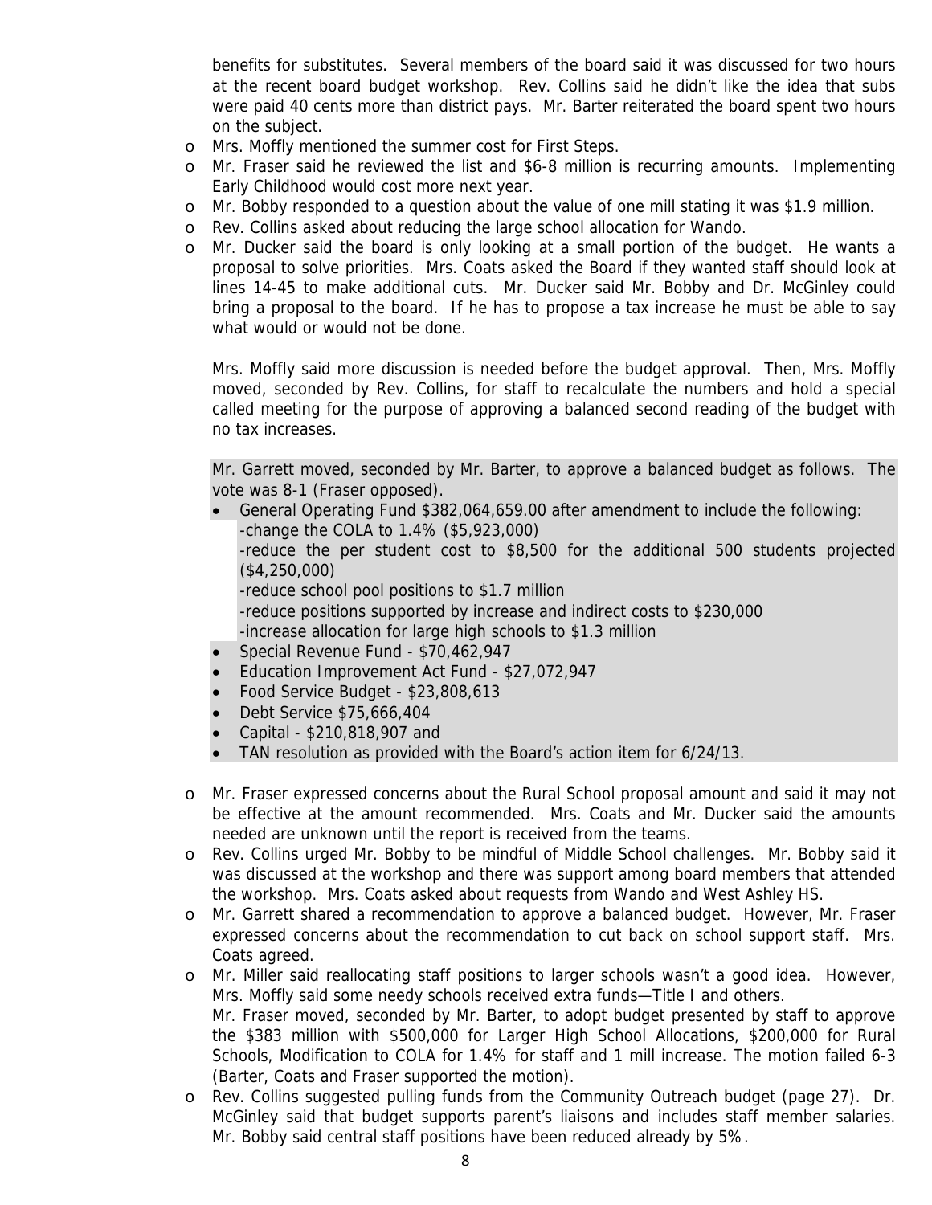benefits for substitutes. Several members of the board said it was discussed for two hours at the recent board budget workshop. Rev. Collins said he didn't like the idea that subs were paid 40 cents more than district pays. Mr. Barter reiterated the board spent two hours on the subject.

- Mrs. Moffly mentioned the summer cost for First Steps.
- Mr. Fraser said he reviewed the list and $6-8 million is recurring amounts. Implementing Early Childhood would cost more next year.
- Mr. Bobby responded to a question about the value of one mill stating it was $1.9 million.
- Rev. Collins asked about reducing the large school allocation for Wando.
- Mr. Ducker said the board is only looking at a small portion of the budget. He wants a proposal to solve priorities. Mrs. Coats asked the Board if they wanted staff should look at lines 14-45 to make additional cuts. Mr. Ducker said Mr. Bobby and Dr. McGinley could bring a proposal to the board. If he has to propose a tax increase he must be able to say what would or would not be done.

  Mrs. Moffly said more discussion is needed before the budget approval. Then, Mrs. Moffly moved, seconded by Rev. Collins, for staff to recalculate the numbers and hold a special called meeting for the purpose of approving a balanced second reading of the budget with no tax increases.

  Mr. Garrett moved, seconded by Mr. Barter, to approve a balanced budget as follows. The vote was 8-1 (Fraser opposed).

  - General Operating Fund $382,064,659.00 after amendment to include the following:
    - -change the COLA to 1.4% ($5,923,000)
    - -reduce the per student cost to $8,500 for the additional 500 students projected ($4,250,000)
    - -reduce school pool positions to $1.7 million
    - -reduce positions supported by increase and indirect costs to $230,000
    - -increase allocation for large high schools to $1.3 million
  - Special Revenue Fund - $70,462,947
  - Education Improvement Act Fund - $27,072,947
  - Food Service Budget - $23,808,613
  - Debt Service $75,666,404
  - Capital - $210,818,907 and
  - TAN resolution as provided with the Board's action item for 6/24/13.

- Mr. Fraser expressed concerns about the Rural School proposal amount and said it may not be effective at the amount recommended. Mrs. Coats and Mr. Ducker said the amounts needed are unknown until the report is received from the teams.
- Rev. Collins urged Mr. Bobby to be mindful of Middle School challenges. Mr. Bobby said it was discussed at the workshop and there was support among board members that attended the workshop. Mrs. Coats asked about requests from Wando and West Ashley HS.
- Mr. Garrett shared a recommendation to approve a balanced budget. However, Mr. Fraser expressed concerns about the recommendation to cut back on school support staff. Mrs. Coats agreed.
- Mr. Miller said reallocating staff positions to larger schools wasn't a good idea. However, Mrs. Moffly said some needy schools received extra funds—Title I and others.
  Mr. Fraser moved, seconded by Mr. Barter, to adopt budget presented by staff to approve the $383 million with $500,000 for Larger High School Allocations, $200,000 for Rural Schools, Modification to COLA for 1.4% for staff and 1 mill increase. The motion failed 6-3 (Barter, Coats and Fraser supported the motion).
- Rev. Collins suggested pulling funds from the Community Outreach budget (page 27). Dr. McGinley said that budget supports parent's liaisons and includes staff member salaries. Mr. Bobby said central staff positions have been reduced already by 5%.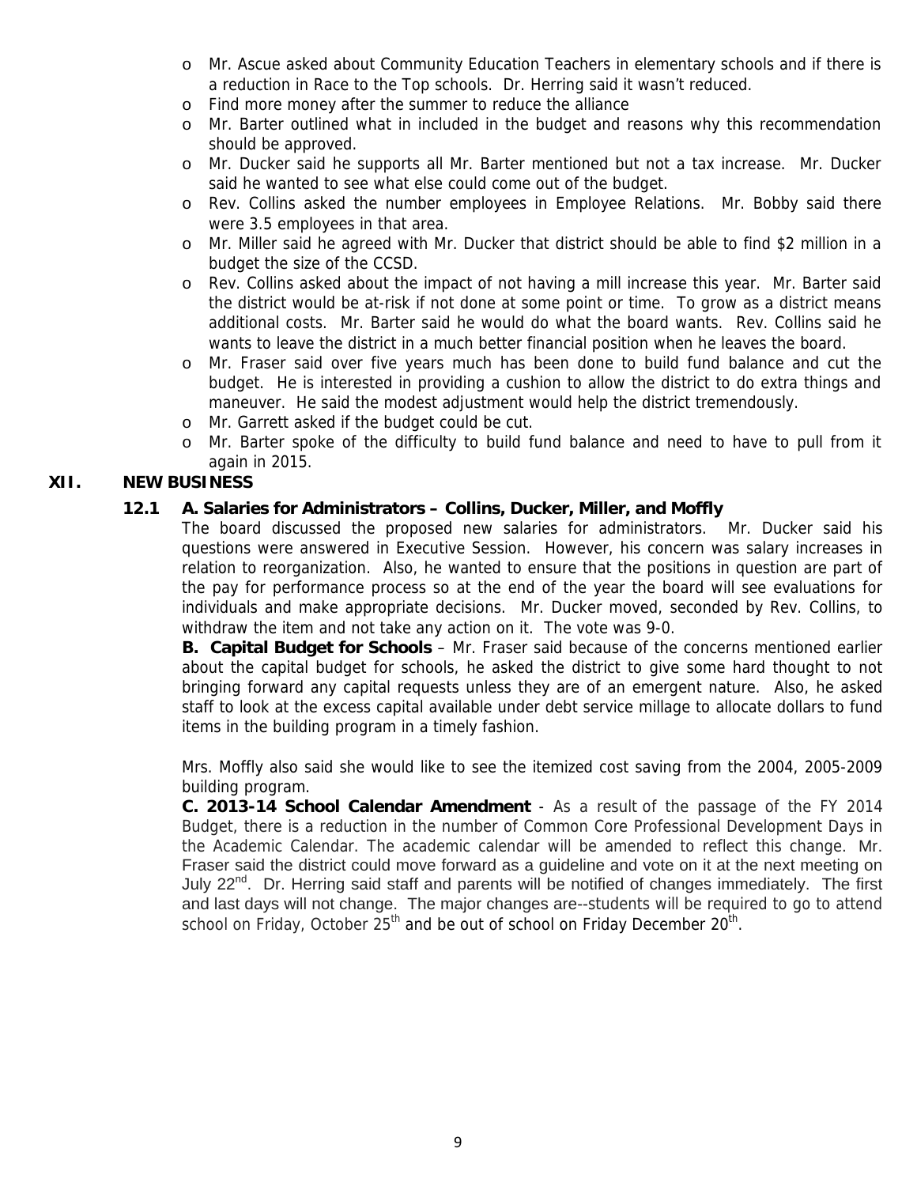- Mr. Ascue asked about Community Education Teachers in elementary schools and if there is a reduction in Race to the Top schools. Dr. Herring said it wasn't reduced.
- Find more money after the summer to reduce the alliance
- Mr. Barter outlined what in included in the budget and reasons why this recommendation should be approved.
- Mr. Ducker said he supports all Mr. Barter mentioned but not a tax increase. Mr. Ducker said he wanted to see what else could come out of the budget.
- Rev. Collins asked the number employees in Employee Relations. Mr. Bobby said there were 3.5 employees in that area.
- Mr. Miller said he agreed with Mr. Ducker that district should be able to find \$2 million in a budget the size of the CCSD.
- Rev. Collins asked about the impact of not having a mill increase this year. Mr. Barter said the district would be at-risk if not done at some point or time. To grow as a district means additional costs. Mr. Barter said he would do what the board wants. Rev. Collins said he wants to leave the district in a much better financial position when he leaves the board.
- Mr. Fraser said over five years much has been done to build fund balance and cut the budget. He is interested in providing a cushion to allow the district to do extra things and maneuver. He said the modest adjustment would help the district tremendously.
- Mr. Garrett asked if the budget could be cut.
- Mr. Barter spoke of the difficulty to build fund balance and need to have to pull from it again in 2015.

## XII. NEW BUSINESS

### 12.1 A. Salaries for Administrators – Collins, Ducker, Miller, and Moffly

The board discussed the proposed new salaries for administrators. Mr. Ducker said his questions were answered in Executive Session. However, his concern was salary increases in relation to reorganization. Also, he wanted to ensure that the positions in question are part of the pay for performance process so at the end of the year the board will see evaluations for individuals and make appropriate decisions. Mr. Ducker moved, seconded by Rev. Collins, to withdraw the item and not take any action on it. The vote was 9-0.

**B. Capital Budget for Schools** – Mr. Fraser said because of the concerns mentioned earlier about the capital budget for schools, he asked the district to give some hard thought to not bringing forward any capital requests unless they are of an emergent nature. Also, he asked staff to look at the excess capital available under debt service millage to allocate dollars to fund items in the building program in a timely fashion.

Mrs. Moffly also said she would like to see the itemized cost saving from the 2004, 2005-2009 building program.

**C. 2013-14 School Calendar Amendment** - As a result of the passage of the FY 2014 Budget, there is a reduction in the number of Common Core Professional Development Days in the Academic Calendar. The academic calendar will be amended to reflect this change. Mr. Fraser said the district could move forward as a guideline and vote on it at the next meeting on July 22nd. Dr. Herring said staff and parents will be notified of changes immediately. The first and last days will not change. The major changes are--students will be required to go to attend school on Friday, October 25th and be out of school on Friday December 20th.